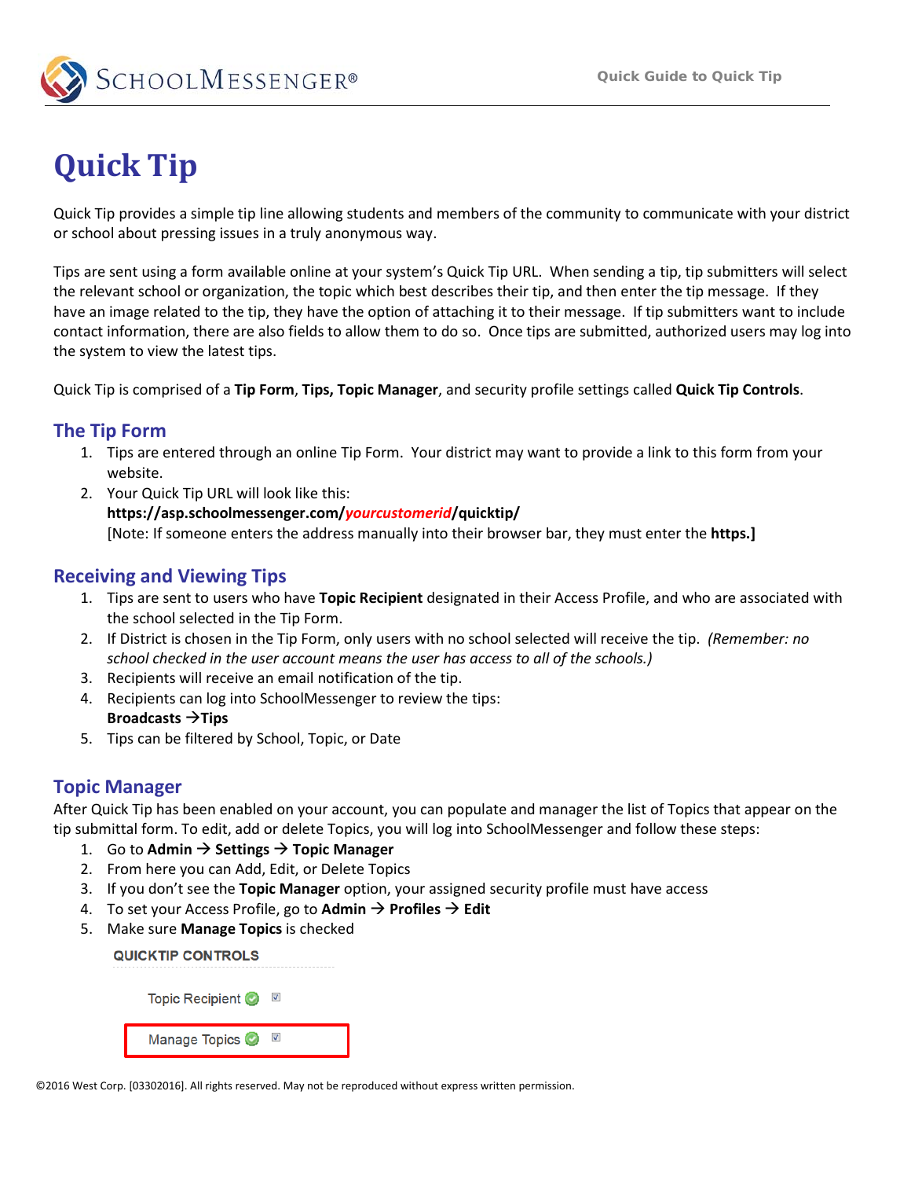# Quick Tip

Quick Tip provides a simple tip line allowing students and members of the community to communicate with your district or school about pressing issues in a truly anonymous way.

Tips are sent using a form available online at your system's Quick Tip URL. When sending a tip, tip submitters will select the relevant school or organization, the topic which best describes their tip, and then enter the tip message. If they have an image related to the tip, they have the option of attaching it to their message. If tip submitters want to include contact information, there are also fields to allow them to do so. Once tips are submitted, authorized users may log into the system to view the latest tips.

Quick Tip is comprised of a **Tip Form**, **Tips, Topic Manager**, and security profile settings called **Quick Tip Controls**.

## The Tip Form

1. Tips are entered through an online Tip Form. Your district may want to provide a link to this form from your website.
2. Your Quick Tip URL will look like this:
   **https://asp.schoolmessenger.com/*yourcustomerid*/quicktip/**
   [Note: If someone enters the address manually into their browser bar, they must enter the **https.]**

## Receiving and Viewing Tips

1. Tips are sent to users who have **Topic Recipient** designated in their Access Profile, and who are associated with the school selected in the Tip Form.
2. If District is chosen in the Tip Form, only users with no school selected will receive the tip. *(Remember: no school checked in the user account means the user has access to all of the schools.)*
3. Recipients will receive an email notification of the tip.
4. Recipients can log into SchoolMessenger to review the tips:
   **Broadcasts →Tips**
5. Tips can be filtered by School, Topic, or Date

## Topic Manager

After Quick Tip has been enabled on your account, you can populate and manager the list of Topics that appear on the tip submittal form. To edit, add or delete Topics, you will log into SchoolMessenger and follow these steps:

1. Go to **Admin → Settings → Topic Manager**
2. From here you can Add, Edit, or Delete Topics
3. If you don't see the **Topic Manager** option, your assigned security profile must have access
4. To set your Access Profile, go to **Admin → Profiles → Edit**
5. Make sure **Manage Topics** is checked

QUICKTIP CONTROLS

Topic Recipient ☑

Manage Topics ☑

©2016 West Corp. [03302016]. All rights reserved. May not be reproduced without express written permission.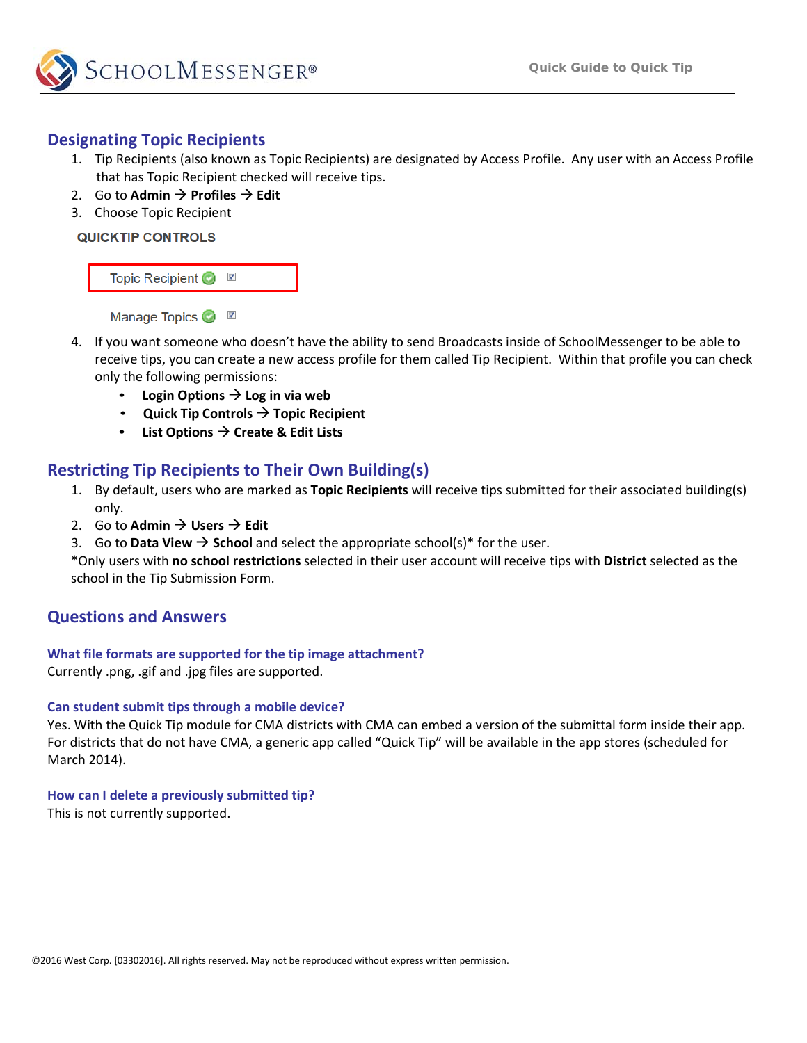## Designating Topic Recipients

1. Tip Recipients (also known as Topic Recipients) are designated by Access Profile. Any user with an Access Profile that has Topic Recipient checked will receive tips.
2. Go to **Admin → Profiles → Edit**
3. Choose Topic Recipient

QUICKTIP CONTROLS

Topic Recipient ☑

Manage Topics ☑

4. If you want someone who doesn't have the ability to send Broadcasts inside of SchoolMessenger to be able to receive tips, you can create a new access profile for them called Tip Recipient. Within that profile you can check only the following permissions:
   - **Login Options → Log in via web**
   - **Quick Tip Controls → Topic Recipient**
   - **List Options → Create & Edit Lists**

## Restricting Tip Recipients to Their Own Building(s)

1. By default, users who are marked as **Topic Recipients** will receive tips submitted for their associated building(s) only.
2. Go to **Admin → Users → Edit**
3. Go to **Data View → School** and select the appropriate school(s)* for the user.

*Only users with **no school restrictions** selected in their user account will receive tips with **District** selected as the school in the Tip Submission Form.

## Questions and Answers

### What file formats are supported for the tip image attachment?

Currently .png, .gif and .jpg files are supported.

### Can student submit tips through a mobile device?

Yes. With the Quick Tip module for CMA districts with CMA can embed a version of the submittal form inside their app. For districts that do not have CMA, a generic app called "Quick Tip" will be available in the app stores (scheduled for March 2014).

### How can I delete a previously submitted tip?

This is not currently supported.

©2016 West Corp. [03302016]. All rights reserved. May not be reproduced without express written permission.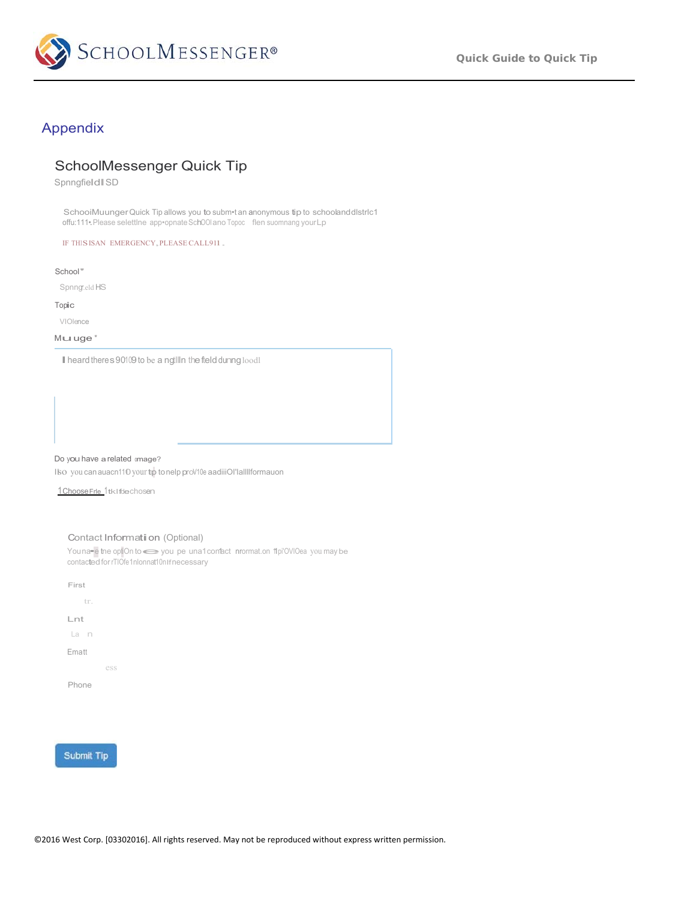# Appendix

## SchoolMessenger Quick Tip

Spnngfieldl SD

SchooiMuunger Quick Tip allows you to subm•t an anonymous tip to schoolanddlstrlc1 offu:111•. Please selettlne app•opnate Sch0Ol ano Topoc flen suomnang your Lp

IF THIS IS AN EMERGENCY, PLEASE CALL 911 .

School*

Spnngf.eld HS

Topic

VIOlence

Muuge*

I heard theres 90109 to be a ngtlln the fleld dunng loodl

Do you have a related image?

Ilso you can auacn11O your tip to nelp proV10e aadiiiOl'lallIformauon

1 Choose File 1 tk l fde chosen

Contact Information (Optional)

You na e tne oplOn to you pe una1 contact nrormat.on 1lpi'OVIOea you may be contacted for rTlOfe1nlonnat10n tf necessary

First

tr.

Lnt

La n

Ematt

ess

Phone

Submit Tip

©2016 West Corp. [03302016]. All rights reserved. May not be reproduced without express written permission.